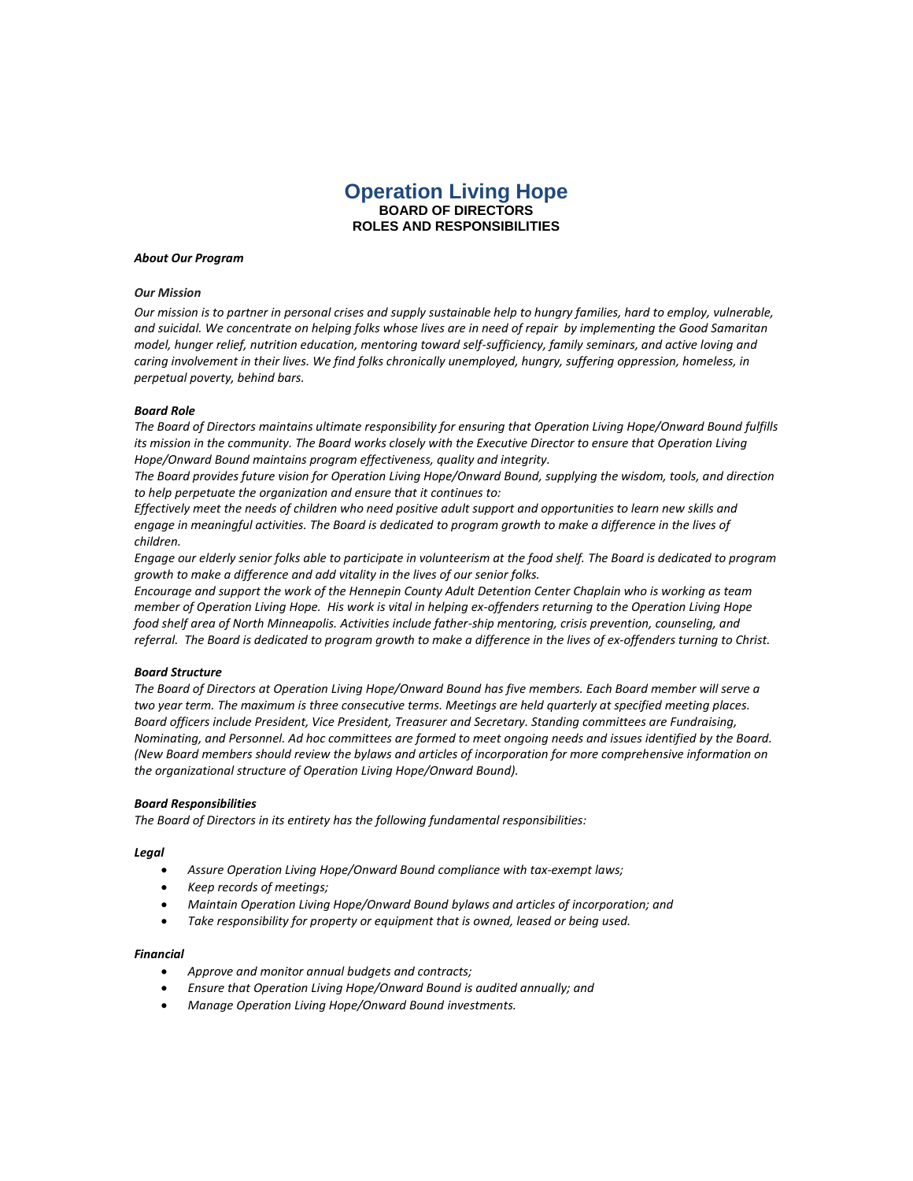# Operation Living Hope

**BOARD OF DIRECTORS**
**ROLES AND RESPONSIBILITIES**

***About Our Program***

***Our Mission***

*Our mission is to partner in personal crises and supply sustainable help to hungry families, hard to employ, vulnerable, and suicidal. We concentrate on helping folks whose lives are in need of repair by implementing the Good Samaritan model, hunger relief, nutrition education, mentoring toward self-sufficiency, family seminars, and active loving and caring involvement in their lives. We find folks chronically unemployed, hungry, suffering oppression, homeless, in perpetual poverty, behind bars.*

***Board Role***

*The Board of Directors maintains ultimate responsibility for ensuring that Operation Living Hope/Onward Bound fulfills its mission in the community. The Board works closely with the Executive Director to ensure that Operation Living Hope/Onward Bound maintains program effectiveness, quality and integrity.*

*The Board provides future vision for Operation Living Hope/Onward Bound, supplying the wisdom, tools, and direction to help perpetuate the organization and ensure that it continues to:*

*Effectively meet the needs of children who need positive adult support and opportunities to learn new skills and engage in meaningful activities. The Board is dedicated to program growth to make a difference in the lives of children.*

*Engage our elderly senior folks able to participate in volunteerism at the food shelf. The Board is dedicated to program growth to make a difference and add vitality in the lives of our senior folks.*

*Encourage and support the work of the Hennepin County Adult Detention Center Chaplain who is working as team member of Operation Living Hope. His work is vital in helping ex-offenders returning to the Operation Living Hope food shelf area of North Minneapolis. Activities include father-ship mentoring, crisis prevention, counseling, and referral. The Board is dedicated to program growth to make a difference in the lives of ex-offenders turning to Christ.*

***Board Structure***

*The Board of Directors at Operation Living Hope/Onward Bound has five members. Each Board member will serve a two year term. The maximum is three consecutive terms. Meetings are held quarterly at specified meeting places. Board officers include President, Vice President, Treasurer and Secretary. Standing committees are Fundraising, Nominating, and Personnel. Ad hoc committees are formed to meet ongoing needs and issues identified by the Board. (New Board members should review the bylaws and articles of incorporation for more comprehensive information on the organizational structure of Operation Living Hope/Onward Bound).*

***Board Responsibilities***

*The Board of Directors in its entirety has the following fundamental responsibilities:*

***Legal***

- *Assure Operation Living Hope/Onward Bound compliance with tax-exempt laws;*
- *Keep records of meetings;*
- *Maintain Operation Living Hope/Onward Bound bylaws and articles of incorporation; and*
- *Take responsibility for property or equipment that is owned, leased or being used.*

***Financial***

- *Approve and monitor annual budgets and contracts;*
- *Ensure that Operation Living Hope/Onward Bound is audited annually; and*
- *Manage Operation Living Hope/Onward Bound investments.*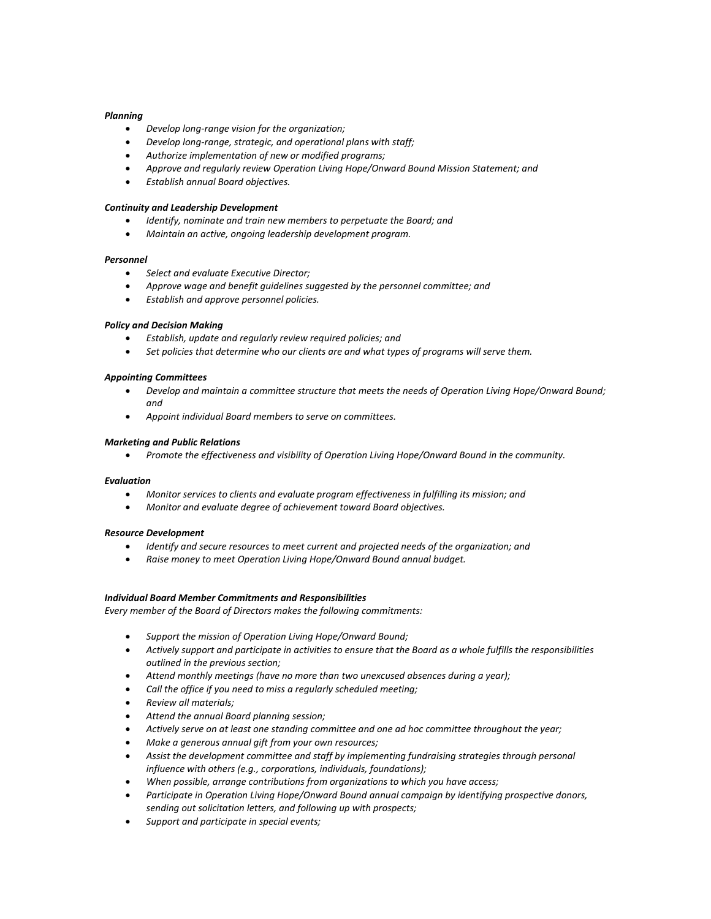***Planning***

- *Develop long-range vision for the organization;*
- *Develop long-range, strategic, and operational plans with staff;*
- *Authorize implementation of new or modified programs;*
- *Approve and regularly review Operation Living Hope/Onward Bound Mission Statement; and*
- *Establish annual Board objectives.*

***Continuity and Leadership Development***

- *Identify, nominate and train new members to perpetuate the Board; and*
- *Maintain an active, ongoing leadership development program.*

***Personnel***

- *Select and evaluate Executive Director;*
- *Approve wage and benefit guidelines suggested by the personnel committee; and*
- *Establish and approve personnel policies.*

***Policy and Decision Making***

- *Establish, update and regularly review required policies; and*
- *Set policies that determine who our clients are and what types of programs will serve them.*

***Appointing Committees***

- *Develop and maintain a committee structure that meets the needs of Operation Living Hope/Onward Bound; and*
- *Appoint individual Board members to serve on committees.*

***Marketing and Public Relations***

- *Promote the effectiveness and visibility of Operation Living Hope/Onward Bound in the community.*

***Evaluation***

- *Monitor services to clients and evaluate program effectiveness in fulfilling its mission; and*
- *Monitor and evaluate degree of achievement toward Board objectives.*

***Resource Development***

- *Identify and secure resources to meet current and projected needs of the organization; and*
- *Raise money to meet Operation Living Hope/Onward Bound annual budget.*

***Individual Board Member Commitments and Responsibilities***

*Every member of the Board of Directors makes the following commitments:*

- *Support the mission of Operation Living Hope/Onward Bound;*
- *Actively support and participate in activities to ensure that the Board as a whole fulfills the responsibilities outlined in the previous section;*
- *Attend monthly meetings (have no more than two unexcused absences during a year);*
- *Call the office if you need to miss a regularly scheduled meeting;*
- *Review all materials;*
- *Attend the annual Board planning session;*
- *Actively serve on at least one standing committee and one ad hoc committee throughout the year;*
- *Make a generous annual gift from your own resources;*
- *Assist the development committee and staff by implementing fundraising strategies through personal influence with others (e.g., corporations, individuals, foundations);*
- *When possible, arrange contributions from organizations to which you have access;*
- *Participate in Operation Living Hope/Onward Bound annual campaign by identifying prospective donors, sending out solicitation letters, and following up with prospects;*
- *Support and participate in special events;*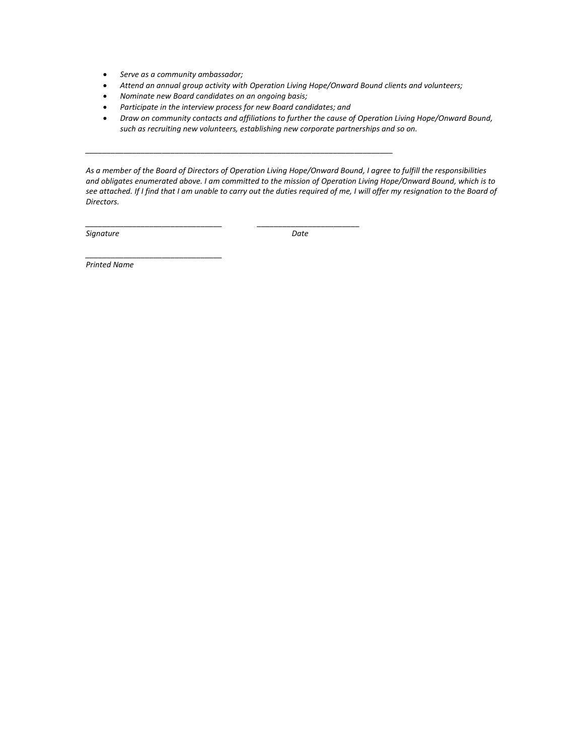- *Serve as a community ambassador;*
- *Attend an annual group activity with Operation Living Hope/Onward Bound clients and volunteers;*
- *Nominate new Board candidates on an ongoing basis;*
- *Participate in the interview process for new Board candidates; and*
- *Draw on community contacts and affiliations to further the cause of Operation Living Hope/Onward Bound, such as recruiting new volunteers, establishing new corporate partnerships and so on.*

---

*As a member of the Board of Directors of Operation Living Hope/Onward Bound, I agree to fulfill the responsibilities and obligates enumerated above. I am committed to the mission of Operation Living Hope/Onward Bound, which is to see attached. If I find that I am unable to carry out the duties required of me, I will offer my resignation to the Board of Directors.*

_________________________________ _________________________

*Signature* *Date*

_________________________________

*Printed Name*